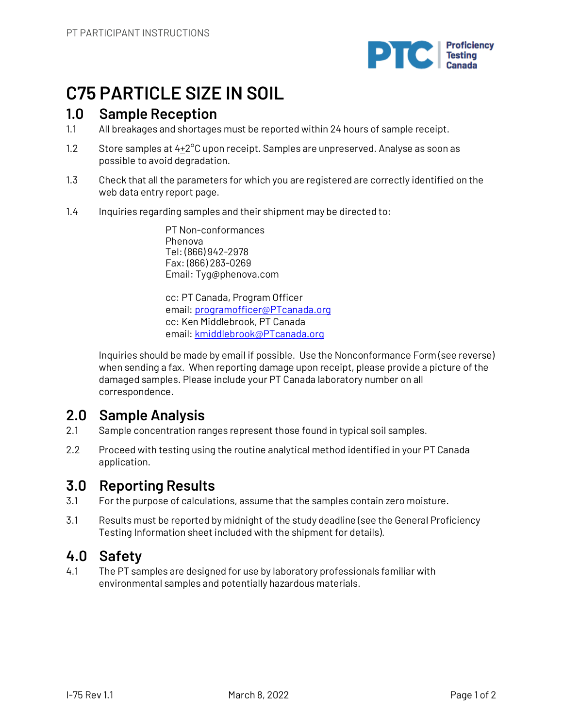# C75 PARTICLE SIZE IN SOIL

## 1.0 Sample Reception

1.1 All breakages and shortages must be reported within 24 hours of sample receipt.

1.2 Store samples at $4\pm2$°C upon receipt. Samples are unpreserved. Analyse as soon as possible to avoid degradation.

1.3 Check that all the parameters for which you are registered are correctly identified on the web data entry report page.

1.4 Inquiries regarding samples and their shipment may be directed to:

PT Non-conformances
Phenova
Tel: (866) 942-2978
Fax: (866) 283-0269
Email: Tyg@phenova.com

cc: PT Canada, Program Officer
email: programofficer@PTcanada.org
cc: Ken Middlebrook, PT Canada
email: kmiddlebrook@PTcanada.org

Inquiries should be made by email if possible. Use the Nonconformance Form (see reverse) when sending a fax. When reporting damage upon receipt, please provide a picture of the damaged samples. Please include your PT Canada laboratory number on all correspondence.

## 2.0 Sample Analysis

2.1 Sample concentration ranges represent those found in typical soil samples.

2.2 Proceed with testing using the routine analytical method identified in your PT Canada application.

## 3.0 Reporting Results

3.1 For the purpose of calculations, assume that the samples contain zero moisture.

3.1 Results must be reported by midnight of the study deadline (see the General Proficiency Testing Information sheet included with the shipment for details).

## 4.0 Safety

4.1 The PT samples are designed for use by laboratory professionals familiar with environmental samples and potentially hazardous materials.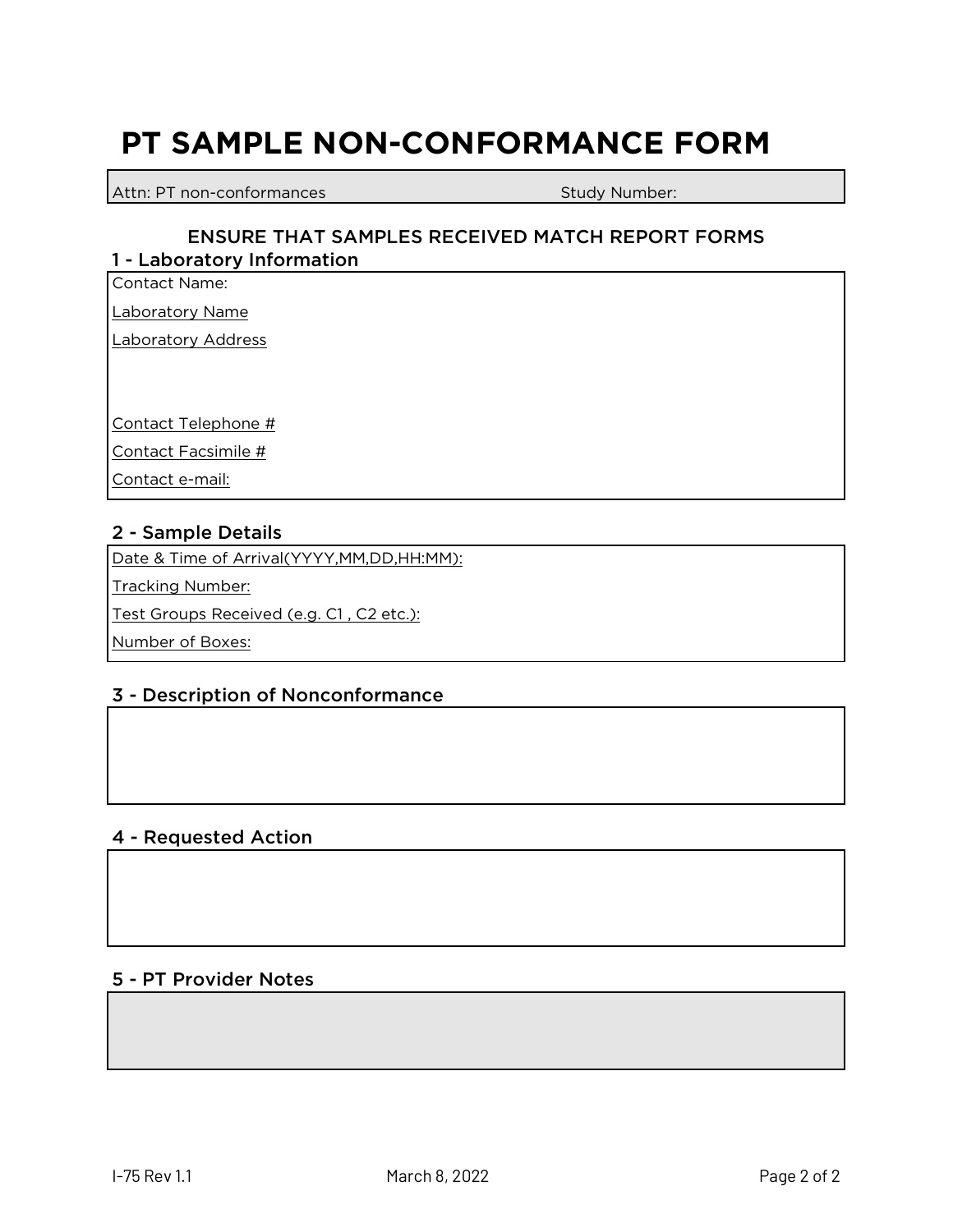# PT SAMPLE NON-CONFORMANCE FORM

Attn: PT non-conformances | Study Number:

ENSURE THAT SAMPLES RECEIVED MATCH REPORT FORMS

## 1 - Laboratory Information

Contact Name:

Laboratory Name

Laboratory Address

Contact Telephone #

Contact Facsimile #

Contact e-mail:

## 2 - Sample Details

Date & Time of Arrival(YYYY,MM,DD,HH:MM):

Tracking Number:

Test Groups Received (e.g. C1 , C2 etc.):

Number of Boxes:

## 3 - Description of Nonconformance

## 4 - Requested Action

## 5 - PT Provider Notes

I-75 Rev 1.1 | March 8, 2022